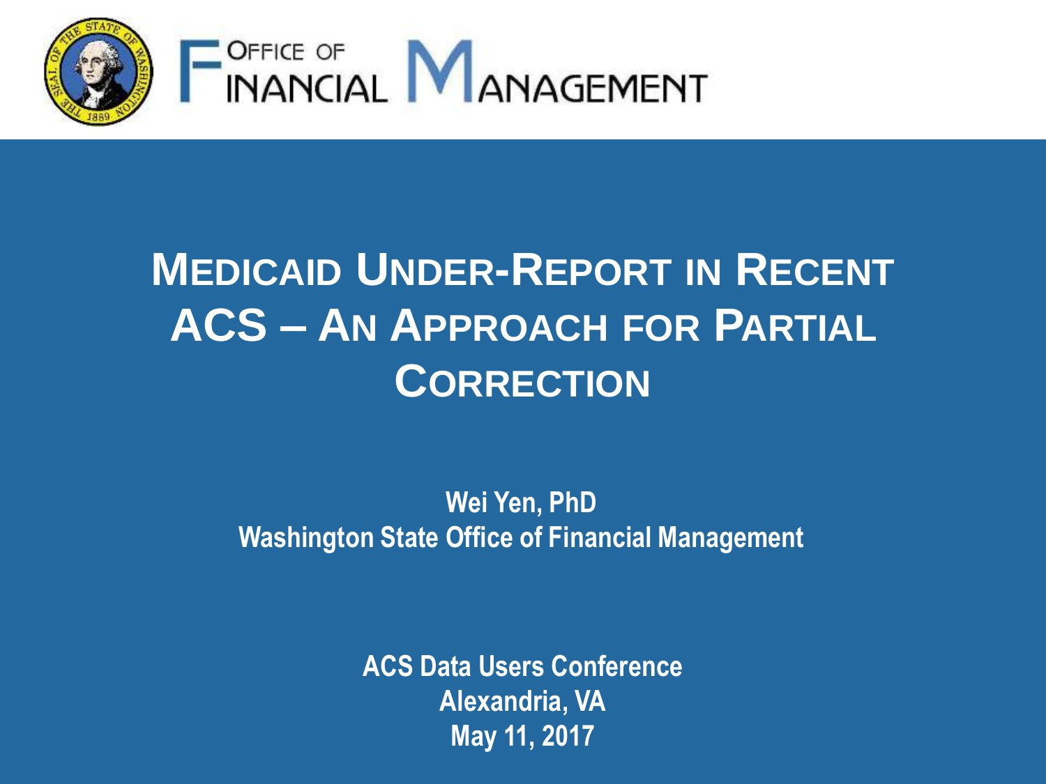Office of Financial Management

# Medicaid Under-Report in Recent ACS – An Approach for Partial Correction

**Wei Yen, PhD**
**Washington State Office of Financial Management**

**ACS Data Users Conference**
**Alexandria, VA**
**May 11, 2017**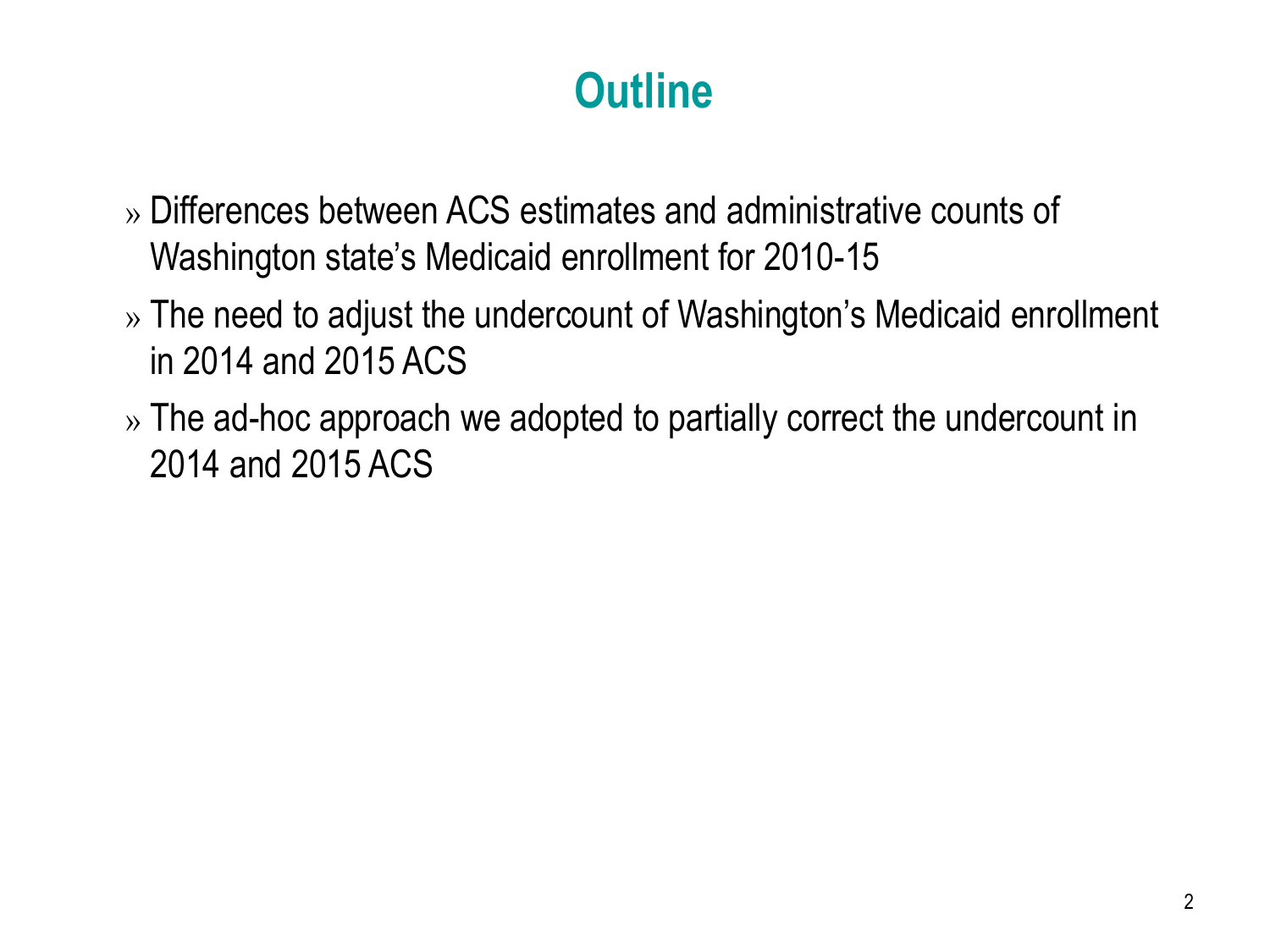# Outline

- Differences between ACS estimates and administrative counts of Washington state's Medicaid enrollment for 2010-15
- The need to adjust the undercount of Washington's Medicaid enrollment in 2014 and 2015 ACS
- The ad-hoc approach we adopted to partially correct the undercount in 2014 and 2015 ACS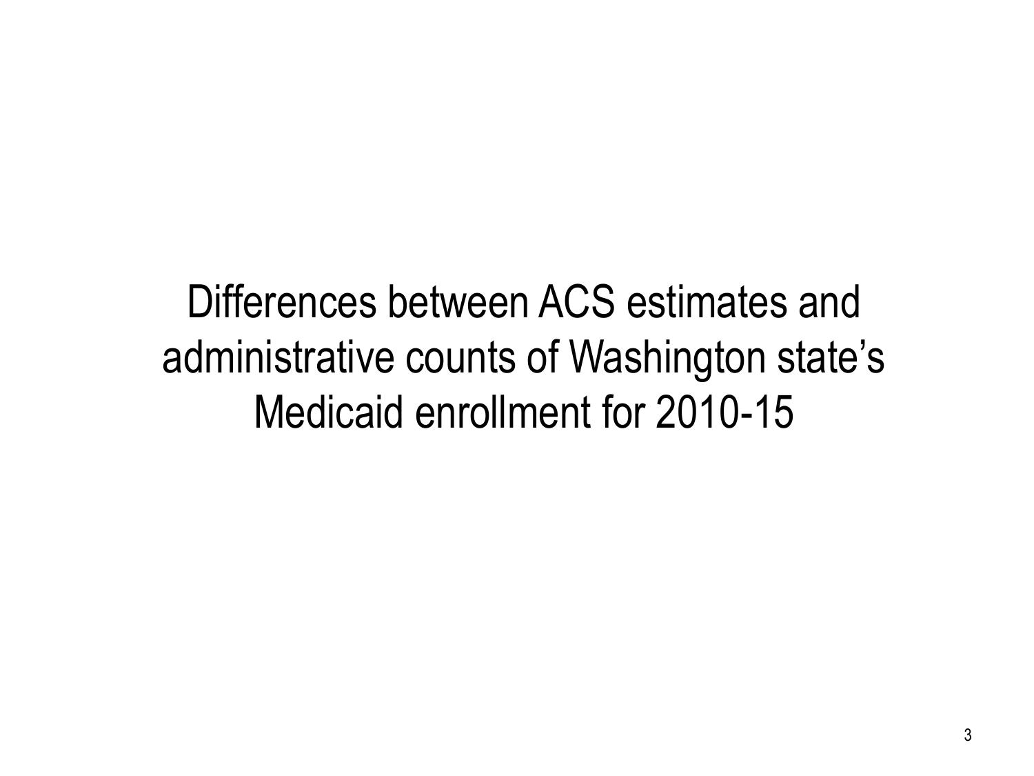# Differences between ACS estimates and administrative counts of Washington state's Medicaid enrollment for 2010-15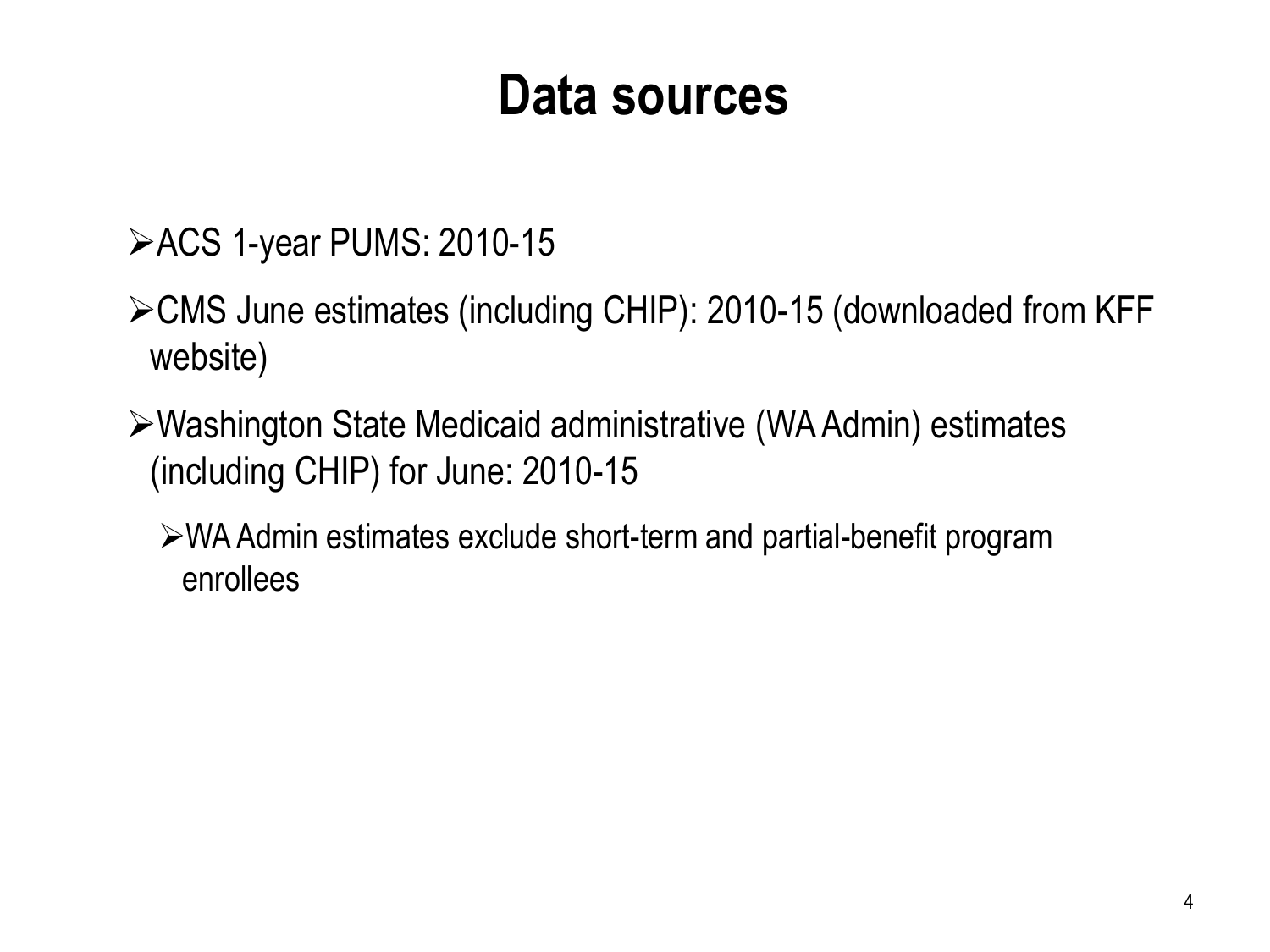# Data sources

- ACS 1-year PUMS: 2010-15
- CMS June estimates (including CHIP): 2010-15 (downloaded from KFF website)
- Washington State Medicaid administrative (WA Admin) estimates (including CHIP) for June: 2010-15
  - WA Admin estimates exclude short-term and partial-benefit program enrollees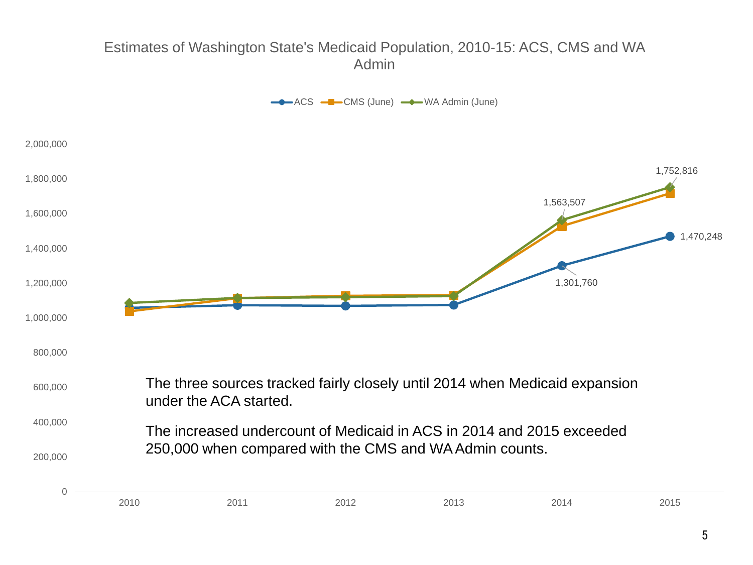## Estimates of Washington State's Medicaid Population, 2010-15: ACS, CMS and WA Admin

Legend: ACS, CMS (June), WA Admin (June)

| Year | ACS | WA Admin (June) |
| --- | --- | --- |
| 2014 | 1,301,760 | 1,563,507 |
| 2015 | 1,470,248 | 1,752,816 |

The three sources tracked fairly closely until 2014 when Medicaid expansion under the ACA started.

The increased undercount of Medicaid in ACS in 2014 and 2015 exceeded 250,000 when compared with the CMS and WA Admin counts.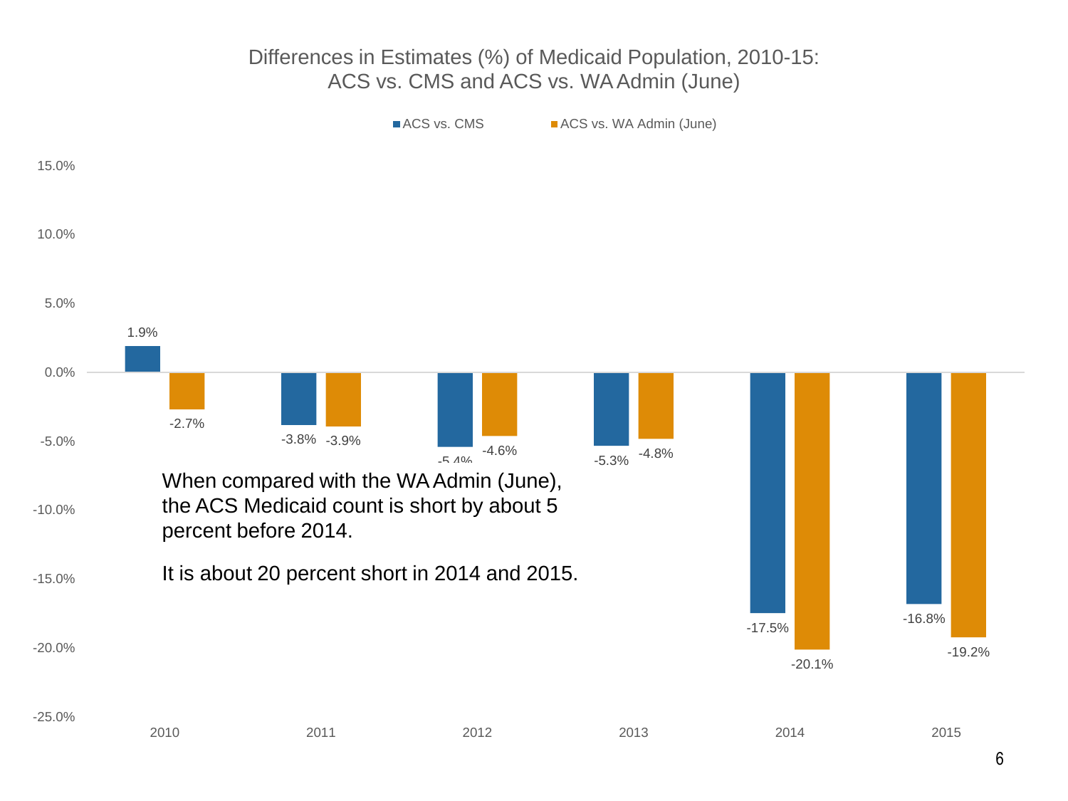## Differences in Estimates (%) of Medicaid Population, 2010-15: ACS vs. CMS and ACS vs. WA Admin (June)

| Year | ACS vs. CMS | ACS vs. WA Admin (June) |
|---|---|---|
| 2010 | 1.9% | -2.7% |
| 2011 | -3.8% | -3.9% |
| 2012 | -5.4% | -4.6% |
| 2013 | -5.3% | -4.8% |
| 2014 | -17.5% | -20.1% |
| 2015 | -16.8% | -19.2% |

When compared with the WA Admin (June), the ACS Medicaid count is short by about 5 percent before 2014.

It is about 20 percent short in 2014 and 2015.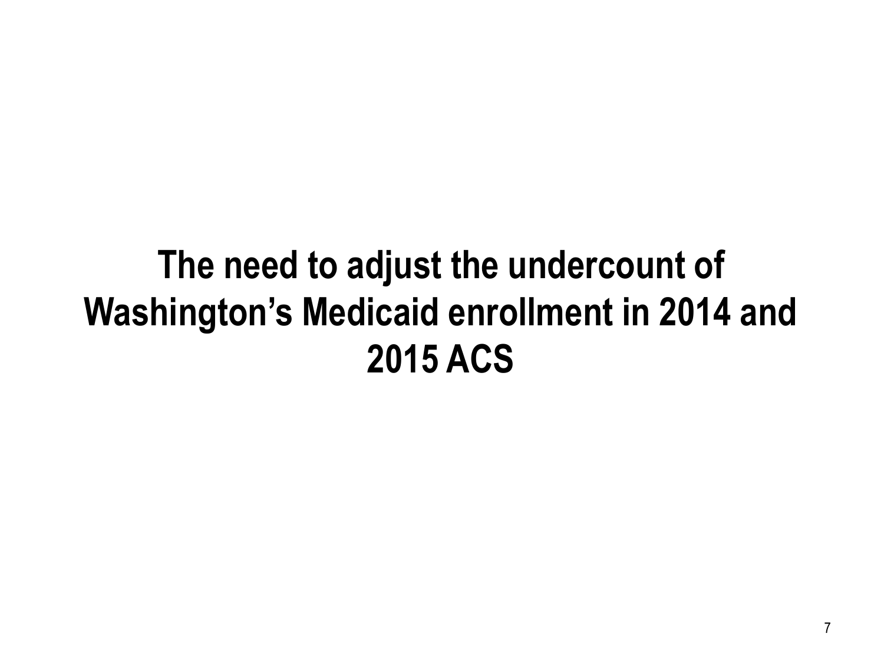# The need to adjust the undercount of Washington's Medicaid enrollment in 2014 and 2015 ACS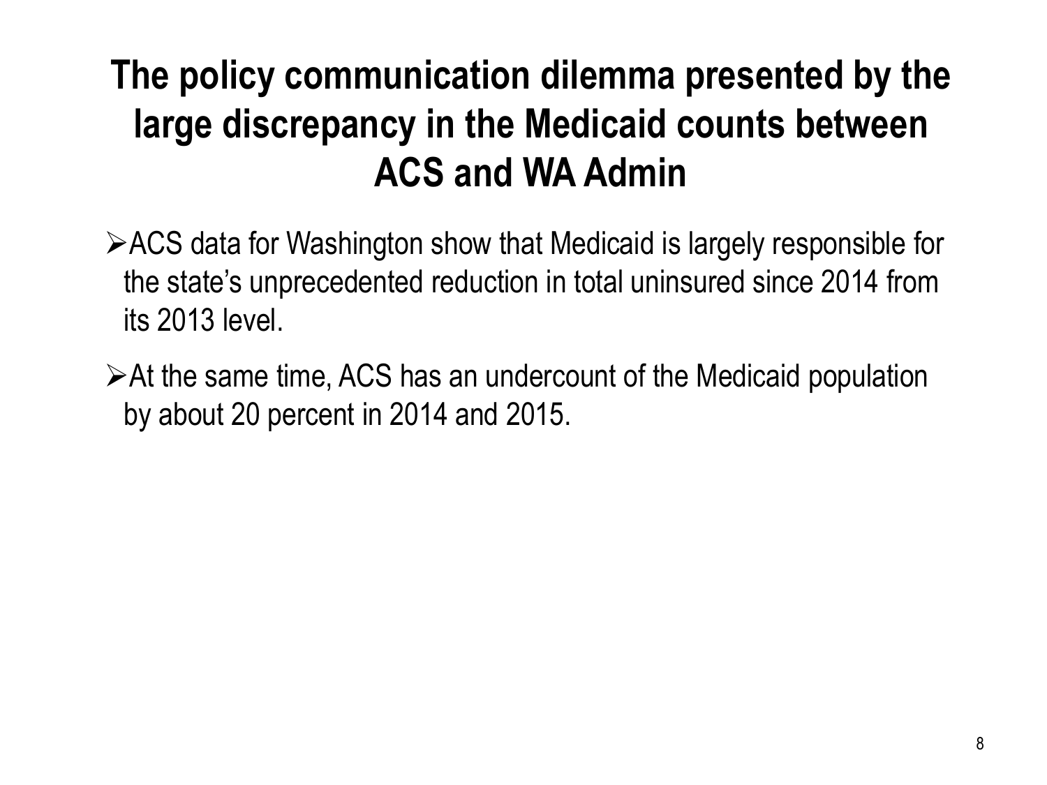# The policy communication dilemma presented by the large discrepancy in the Medicaid counts between ACS and WA Admin

- ACS data for Washington show that Medicaid is largely responsible for the state's unprecedented reduction in total uninsured since 2014 from its 2013 level.
- At the same time, ACS has an undercount of the Medicaid population by about 20 percent in 2014 and 2015.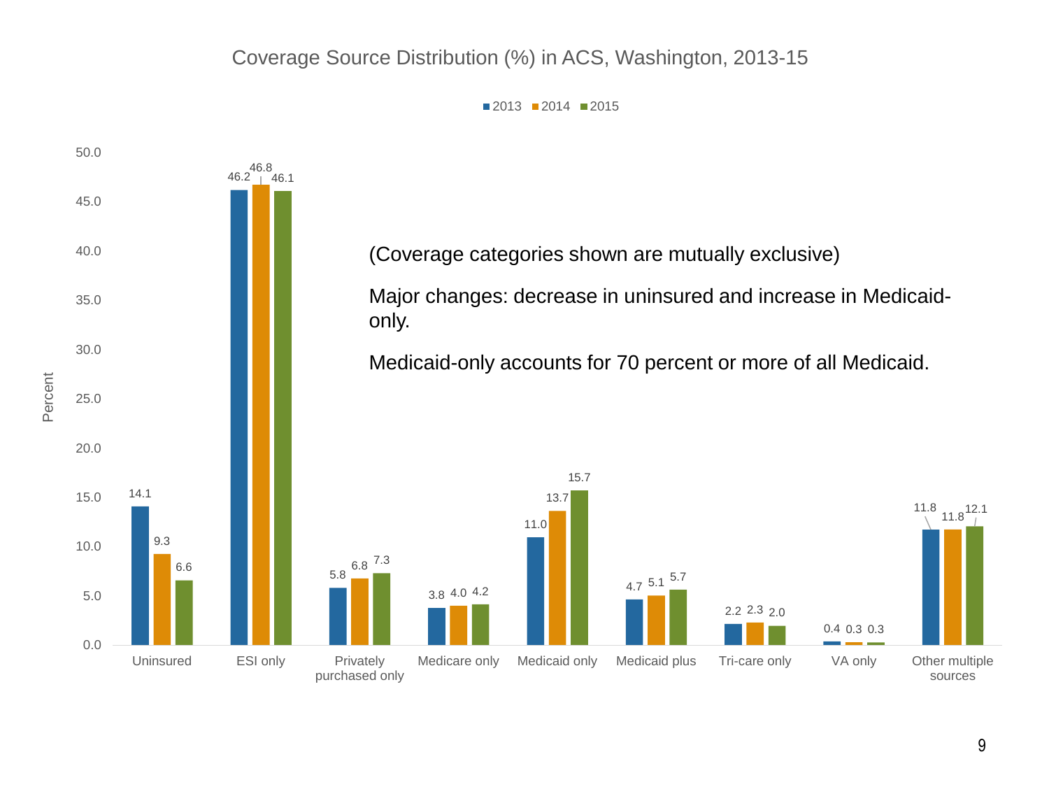## Coverage Source Distribution (%) in ACS, Washington, 2013-15

| Coverage source | 2013 | 2014 | 2015 |
| --- | --- | --- | --- |
| Uninsured | 14.1 | 9.3 | 6.6 |
| ESI only | 46.2 | 46.8 | 46.1 |
| Privately purchased only | 5.8 | 6.8 | 7.3 |
| Medicare only | 3.8 | 4.0 | 4.2 |
| Medicaid only | 11.0 | 13.7 | 15.7 |
| Medicaid plus | 4.7 | 5.1 | 5.7 |
| Tri-care only | 2.2 | 2.3 | 2.0 |
| VA only | 0.4 | 0.3 | 0.3 |
| Other multiple sources | 11.8 | 11.8 | 12.1 |

(Coverage categories shown are mutually exclusive)

Major changes: decrease in uninsured and increase in Medicaid-only.

Medicaid-only accounts for 70 percent or more of all Medicaid.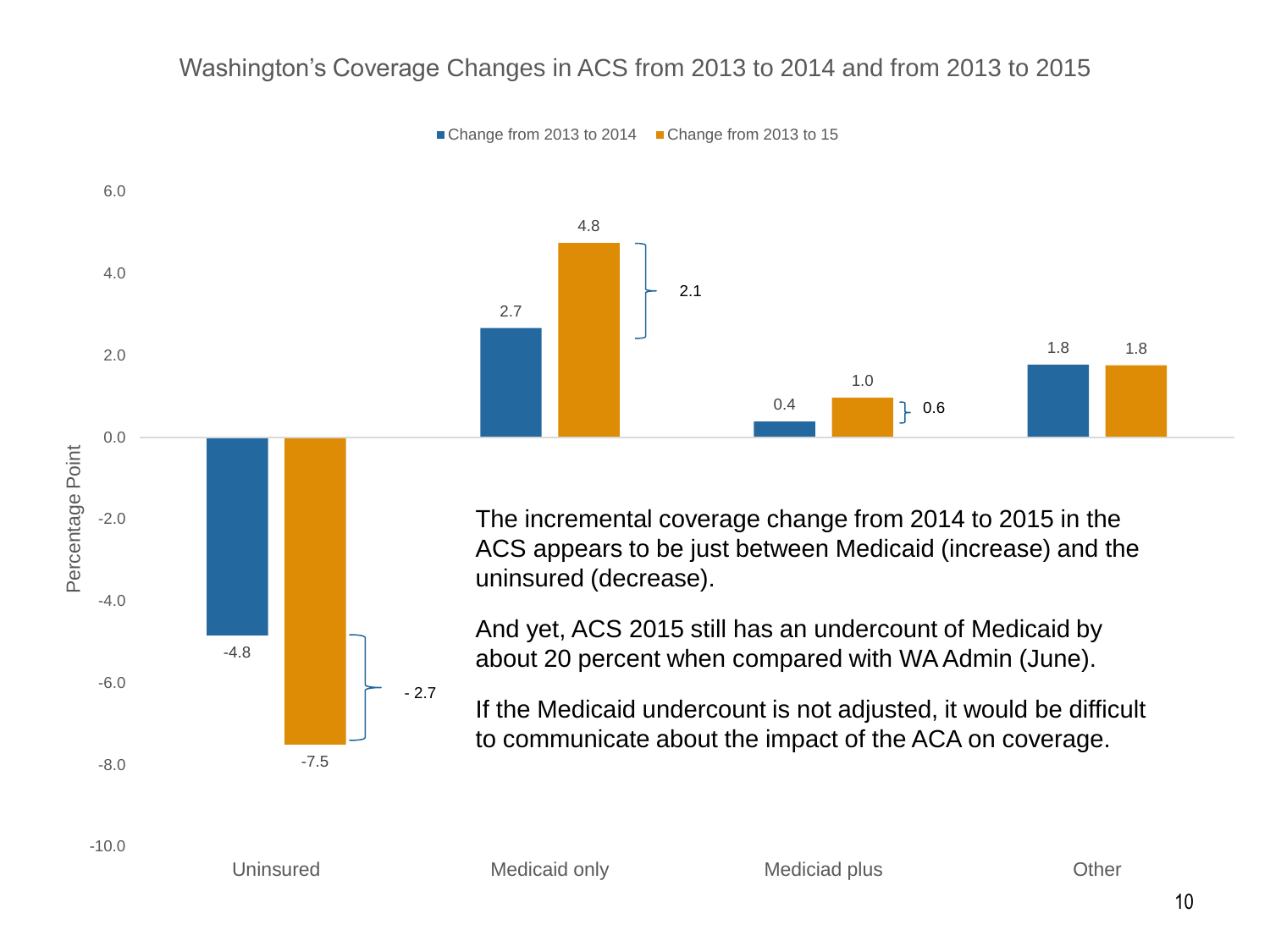## Washington's Coverage Changes in ACS from 2013 to 2014 and from 2013 to 2015

| Percentage Point | Change from 2013 to 2014 | Change from 2013 to 15 |
| --- | --- | --- |
| Uninsured | -4.8 | -7.5 |
| Medicaid only | 2.7 | 4.8 |
| Mediciad plus | 0.4 | 1.0 |
| Other | 1.8 | 1.8 |

Differences between 2013–2014 and 2013–2015 changes: Uninsured - 2.7; Medicaid only 2.1; Mediciad plus 0.6.

The incremental coverage change from 2014 to 2015 in the ACS appears to be just between Medicaid (increase) and the uninsured (decrease).

And yet, ACS 2015 still has an undercount of Medicaid by about 20 percent when compared with WA Admin (June).

If the Medicaid undercount is not adjusted, it would be difficult to communicate about the impact of the ACA on coverage.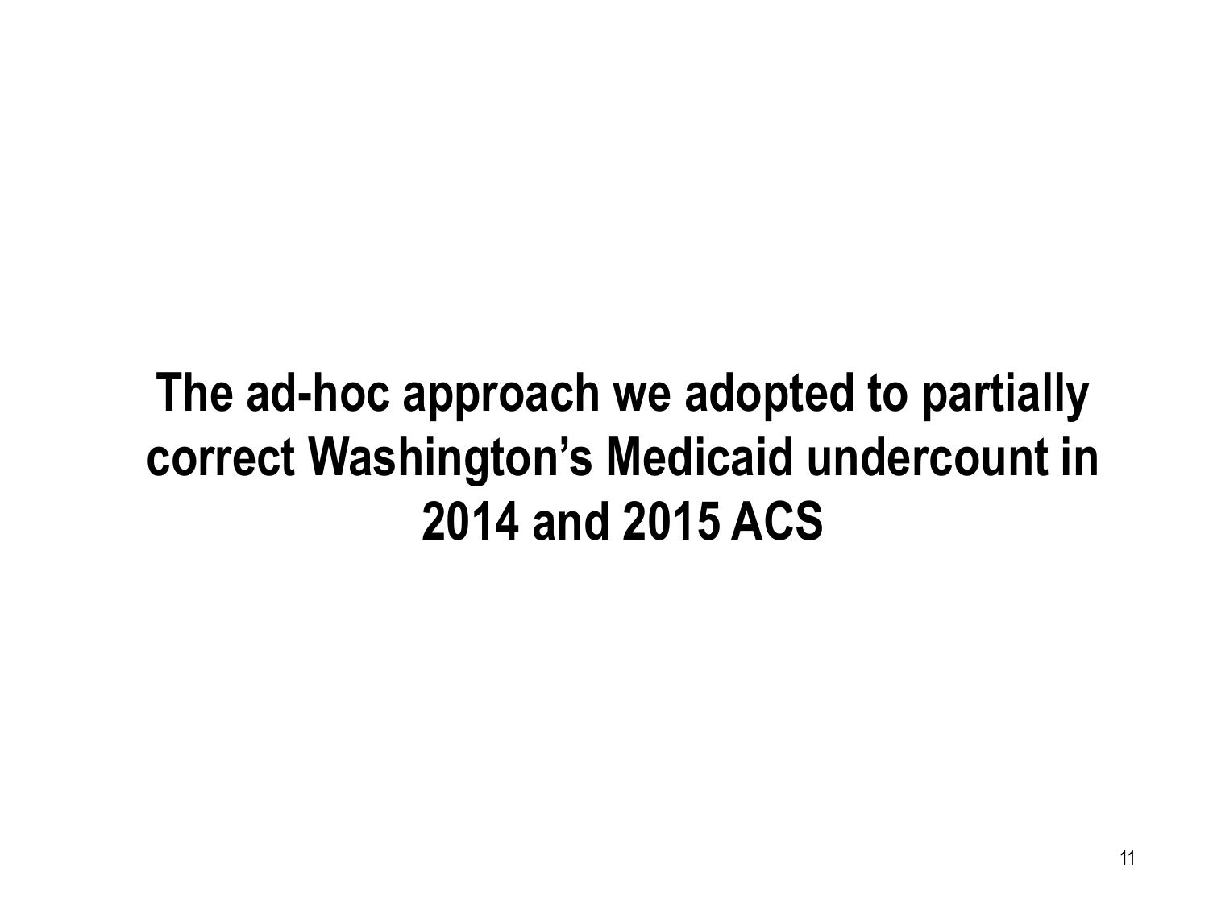# The ad-hoc approach we adopted to partially correct Washington's Medicaid undercount in 2014 and 2015 ACS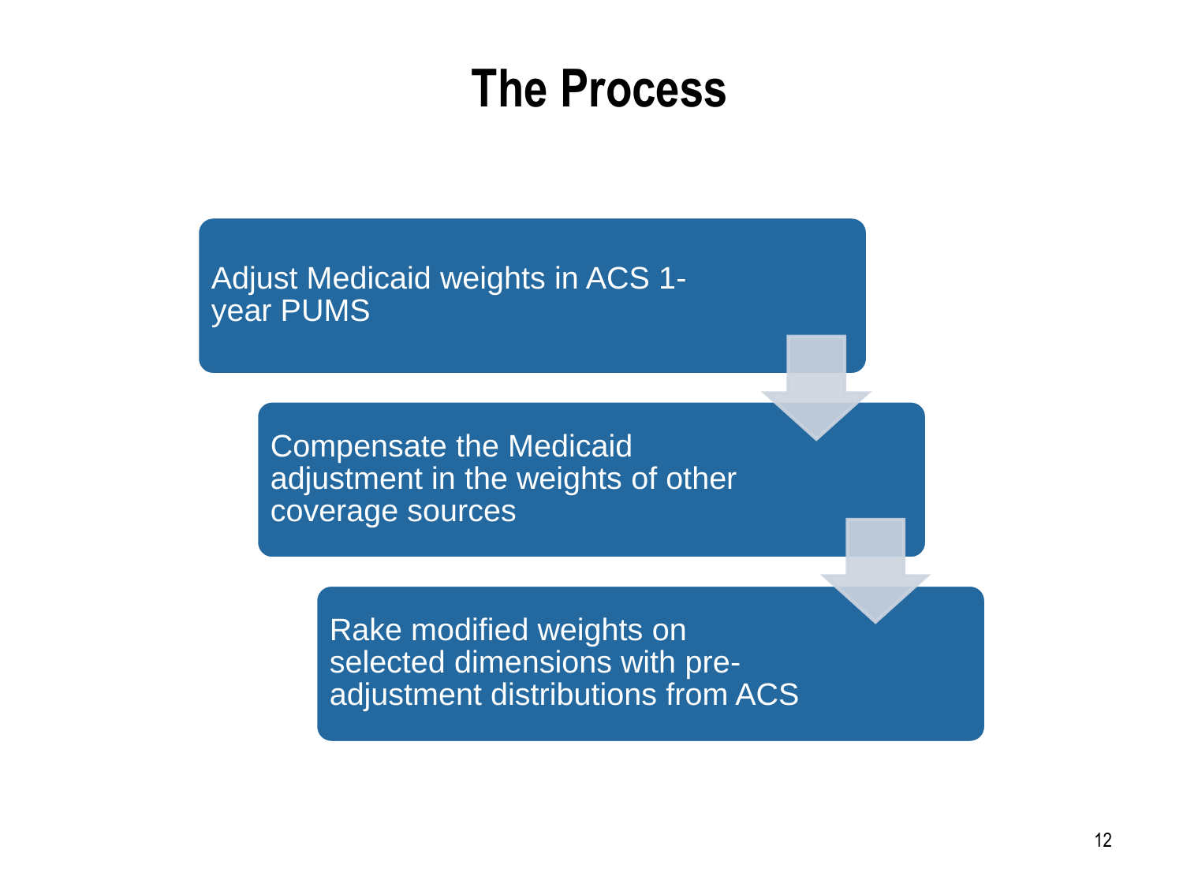# The Process

1. Adjust Medicaid weights in ACS 1-year PUMS
2. Compensate the Medicaid adjustment in the weights of other coverage sources
3. Rake modified weights on selected dimensions with pre-adjustment distributions from ACS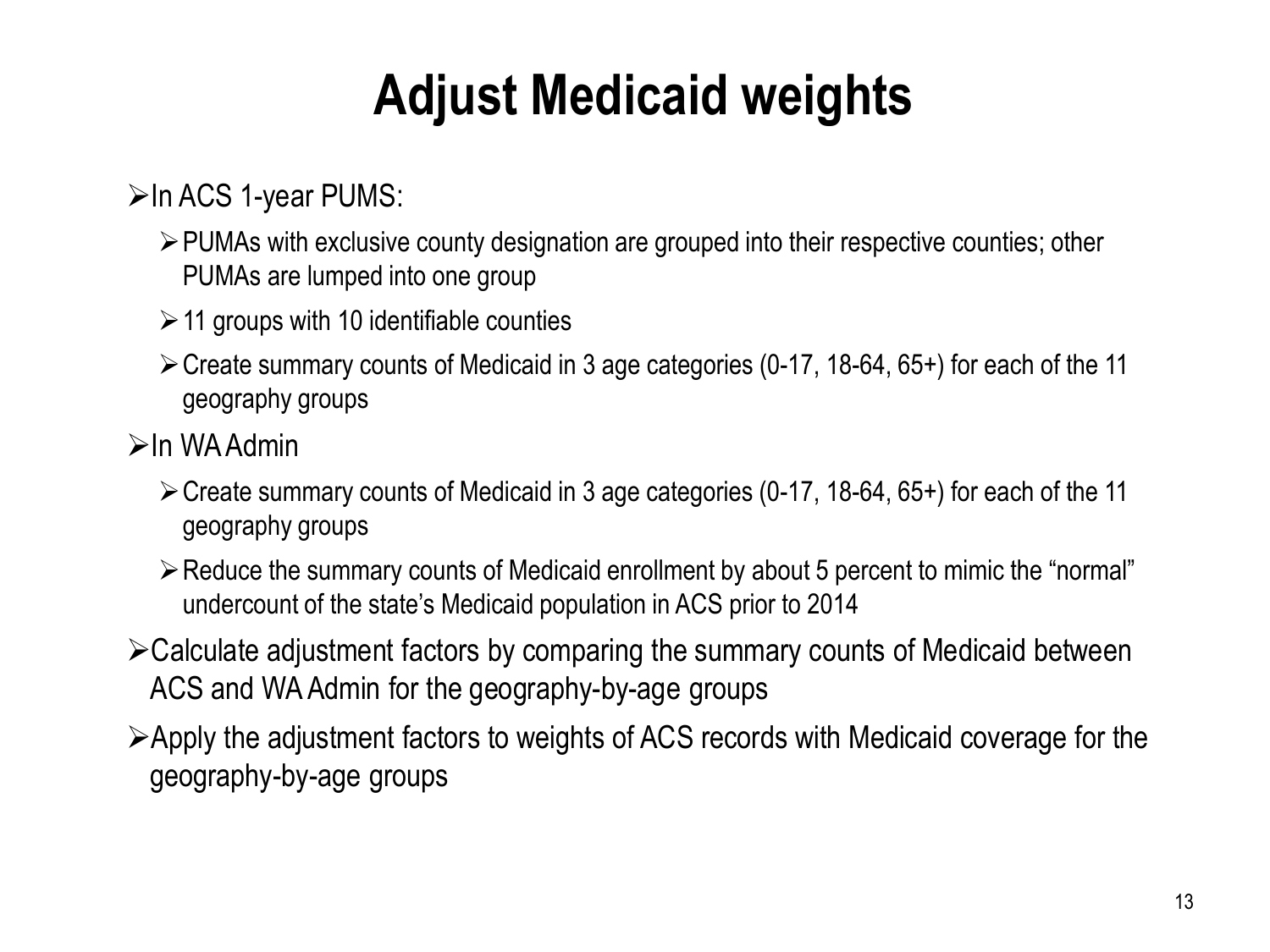# Adjust Medicaid weights

- In ACS 1-year PUMS:
  - PUMAs with exclusive county designation are grouped into their respective counties; other PUMAs are lumped into one group
  - 11 groups with 10 identifiable counties
  - Create summary counts of Medicaid in 3 age categories (0-17, 18-64, 65+) for each of the 11 geography groups
- In WA Admin
  - Create summary counts of Medicaid in 3 age categories (0-17, 18-64, 65+) for each of the 11 geography groups
  - Reduce the summary counts of Medicaid enrollment by about 5 percent to mimic the "normal" undercount of the state's Medicaid population in ACS prior to 2014
- Calculate adjustment factors by comparing the summary counts of Medicaid between ACS and WA Admin for the geography-by-age groups
- Apply the adjustment factors to weights of ACS records with Medicaid coverage for the geography-by-age groups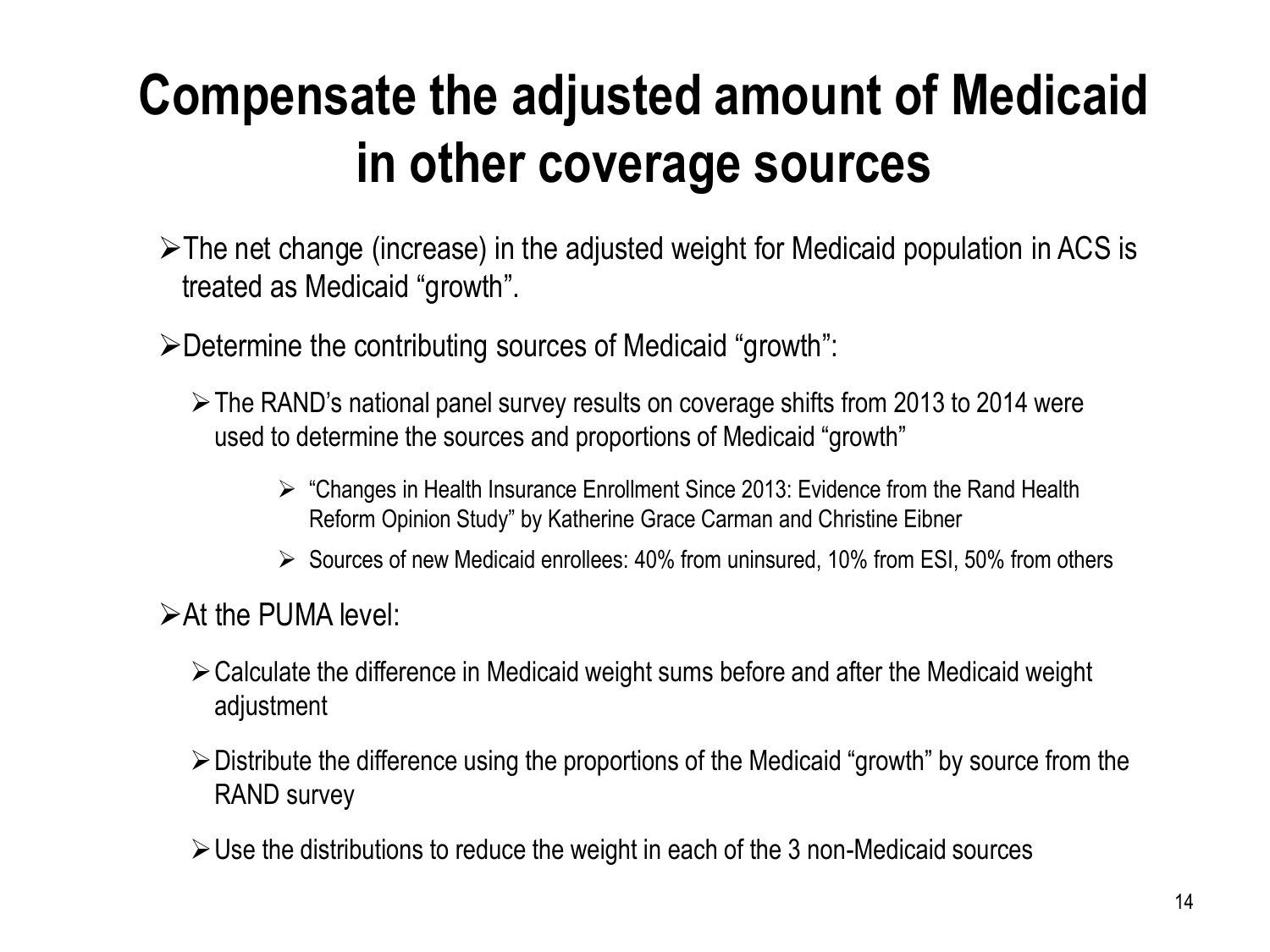# Compensate the adjusted amount of Medicaid in other coverage sources

- The net change (increase) in the adjusted weight for Medicaid population in ACS is treated as Medicaid "growth".
- Determine the contributing sources of Medicaid "growth":
  - The RAND's national panel survey results on coverage shifts from 2013 to 2014 were used to determine the sources and proportions of Medicaid "growth"
    - "Changes in Health Insurance Enrollment Since 2013: Evidence from the Rand Health Reform Opinion Study" by Katherine Grace Carman and Christine Eibner
    - Sources of new Medicaid enrollees: 40% from uninsured, 10% from ESI, 50% from others
- At the PUMA level:
  - Calculate the difference in Medicaid weight sums before and after the Medicaid weight adjustment
  - Distribute the difference using the proportions of the Medicaid "growth" by source from the RAND survey
  - Use the distributions to reduce the weight in each of the 3 non-Medicaid sources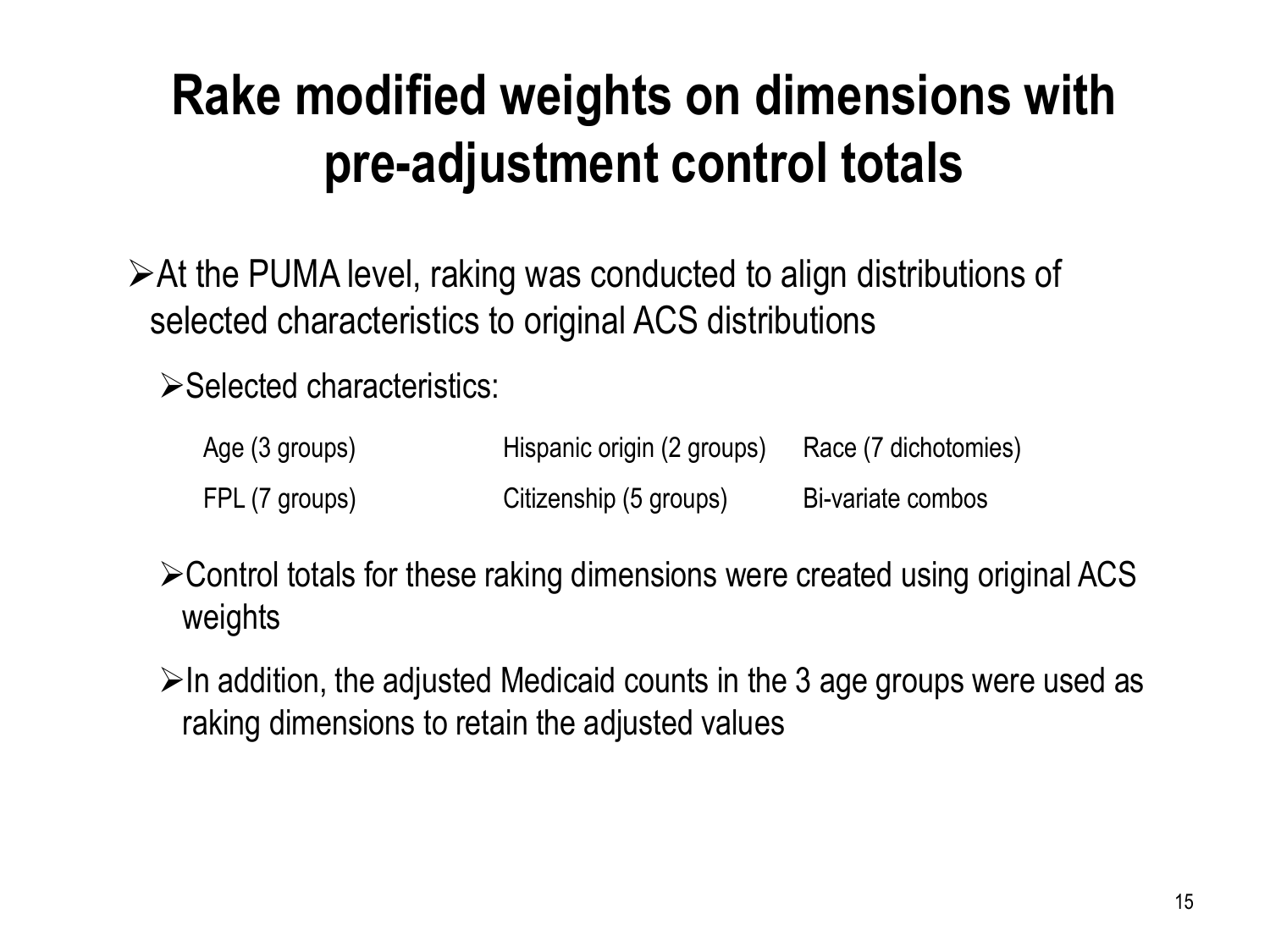# Rake modified weights on dimensions with pre-adjustment control totals

- At the PUMA level, raking was conducted to align distributions of selected characteristics to original ACS distributions
  - Selected characteristics:

    | | | |
    |---|---|---|
    | Age (3 groups) | Hispanic origin (2 groups) | Race (7 dichotomies) |
    | FPL (7 groups) | Citizenship (5 groups) | Bi-variate combos |

  - Control totals for these raking dimensions were created using original ACS weights
  - In addition, the adjusted Medicaid counts in the 3 age groups were used as raking dimensions to retain the adjusted values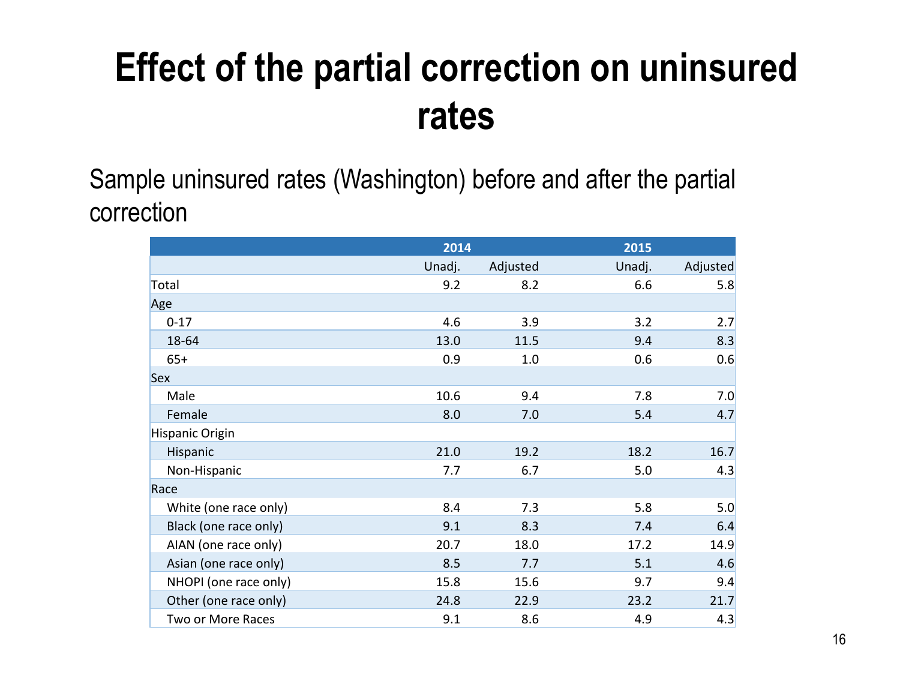# Effect of the partial correction on uninsured rates

Sample uninsured rates (Washington) before and after the partial correction

| | 2014 | | 2015 | |
|---|---|---|---|---|
| | Unadj. | Adjusted | Unadj. | Adjusted |
| Total | 9.2 | 8.2 | 6.6 | 5.8 |
| Age | | | | |
| 0-17 | 4.6 | 3.9 | 3.2 | 2.7 |
| 18-64 | 13.0 | 11.5 | 9.4 | 8.3 |
| 65+ | 0.9 | 1.0 | 0.6 | 0.6 |
| Sex | | | | |
| Male | 10.6 | 9.4 | 7.8 | 7.0 |
| Female | 8.0 | 7.0 | 5.4 | 4.7 |
| Hispanic Origin | | | | |
| Hispanic | 21.0 | 19.2 | 18.2 | 16.7 |
| Non-Hispanic | 7.7 | 6.7 | 5.0 | 4.3 |
| Race | | | | |
| White (one race only) | 8.4 | 7.3 | 5.8 | 5.0 |
| Black (one race only) | 9.1 | 8.3 | 7.4 | 6.4 |
| AIAN (one race only) | 20.7 | 18.0 | 17.2 | 14.9 |
| Asian (one race only) | 8.5 | 7.7 | 5.1 | 4.6 |
| NHOPI (one race only) | 15.8 | 15.6 | 9.7 | 9.4 |
| Other (one race only) | 24.8 | 22.9 | 23.2 | 21.7 |
| Two or More Races | 9.1 | 8.6 | 4.9 | 4.3 |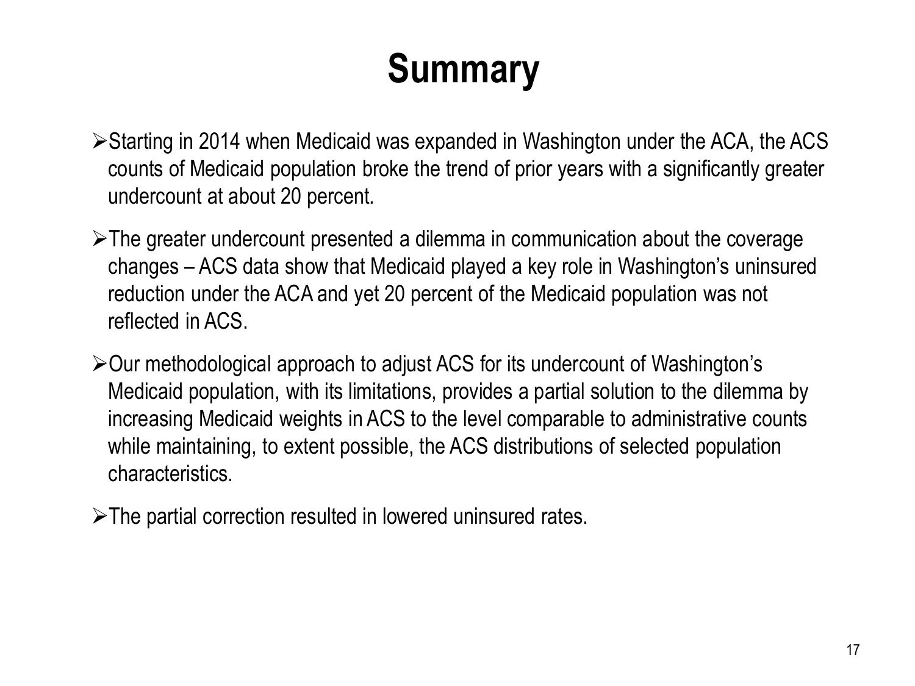# Summary

- Starting in 2014 when Medicaid was expanded in Washington under the ACA, the ACS counts of Medicaid population broke the trend of prior years with a significantly greater undercount at about 20 percent.
- The greater undercount presented a dilemma in communication about the coverage changes – ACS data show that Medicaid played a key role in Washington's uninsured reduction under the ACA and yet 20 percent of the Medicaid population was not reflected in ACS.
- Our methodological approach to adjust ACS for its undercount of Washington's Medicaid population, with its limitations, provides a partial solution to the dilemma by increasing Medicaid weights in ACS to the level comparable to administrative counts while maintaining, to extent possible, the ACS distributions of selected population characteristics.
- The partial correction resulted in lowered uninsured rates.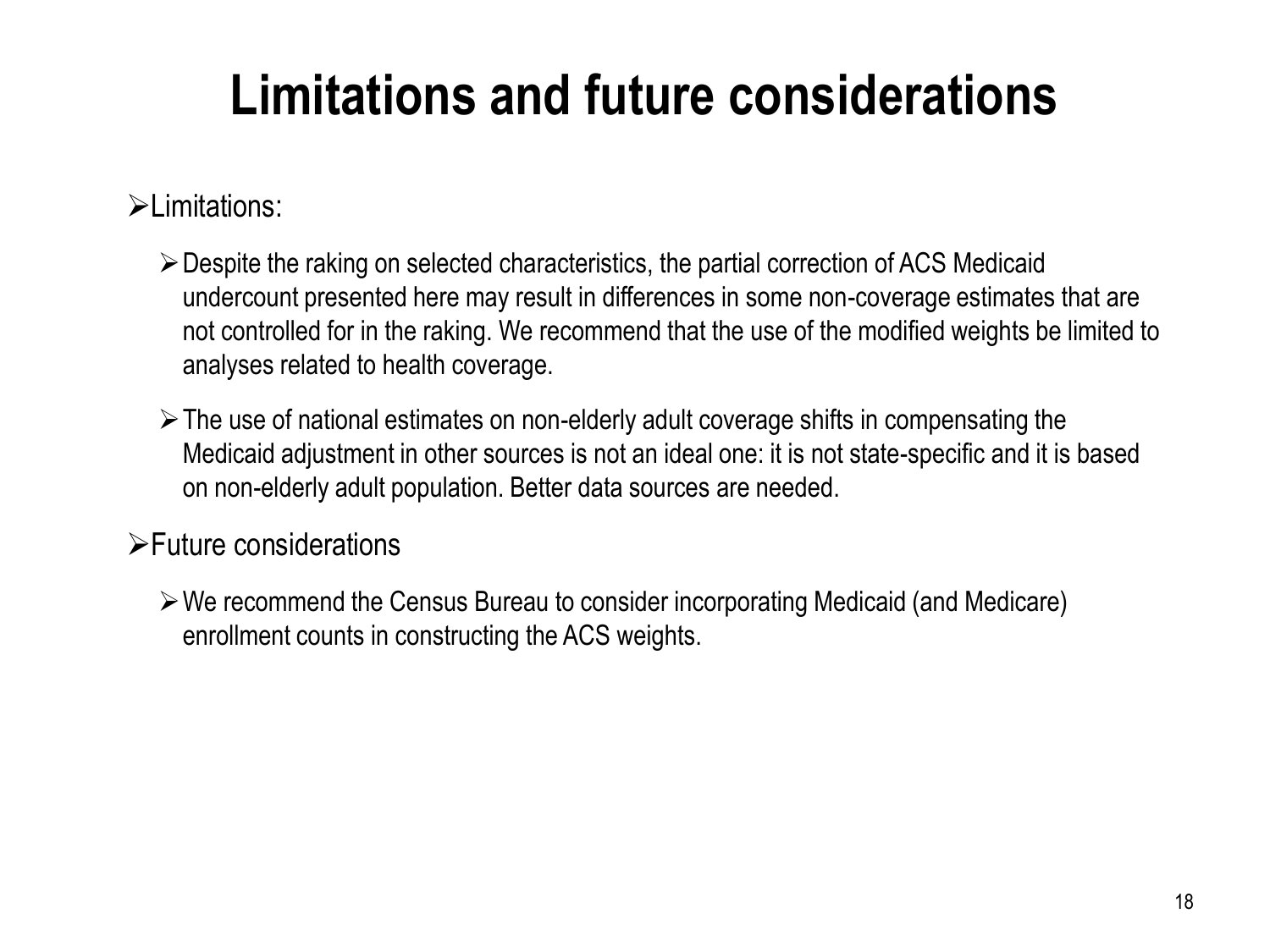# Limitations and future considerations

- Limitations:
  - Despite the raking on selected characteristics, the partial correction of ACS Medicaid undercount presented here may result in differences in some non-coverage estimates that are not controlled for in the raking. We recommend that the use of the modified weights be limited to analyses related to health coverage.
  - The use of national estimates on non-elderly adult coverage shifts in compensating the Medicaid adjustment in other sources is not an ideal one: it is not state-specific and it is based on non-elderly adult population. Better data sources are needed.
- Future considerations
  - We recommend the Census Bureau to consider incorporating Medicaid (and Medicare) enrollment counts in constructing the ACS weights.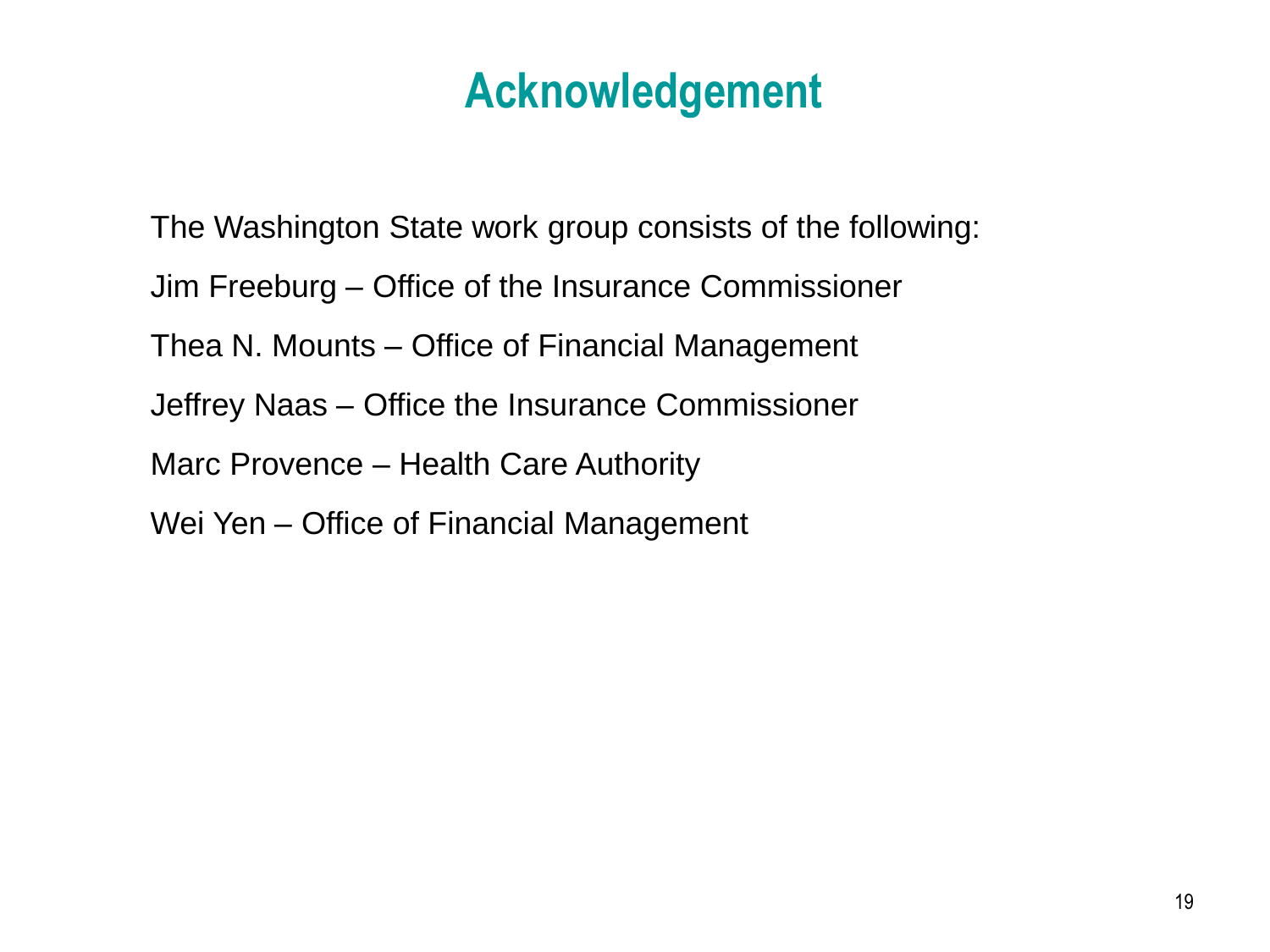# Acknowledgement

The Washington State work group consists of the following:

Jim Freeburg – Office of the Insurance Commissioner

Thea N. Mounts – Office of Financial Management

Jeffrey Naas – Office the Insurance Commissioner

Marc Provence – Health Care Authority

Wei Yen – Office of Financial Management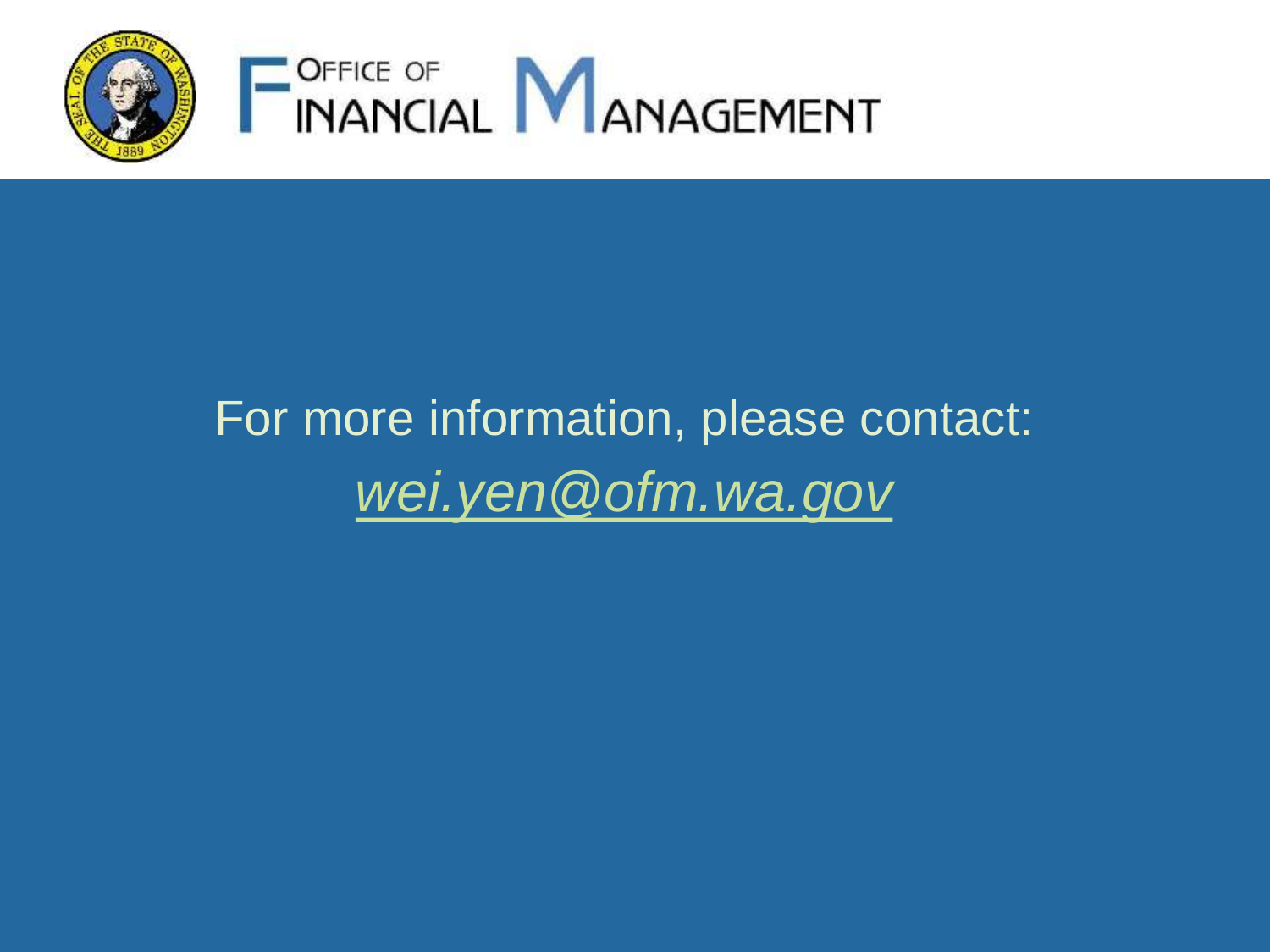Office of Financial Management

For more information, please contact:

*wei.yen@ofm.wa.gov*